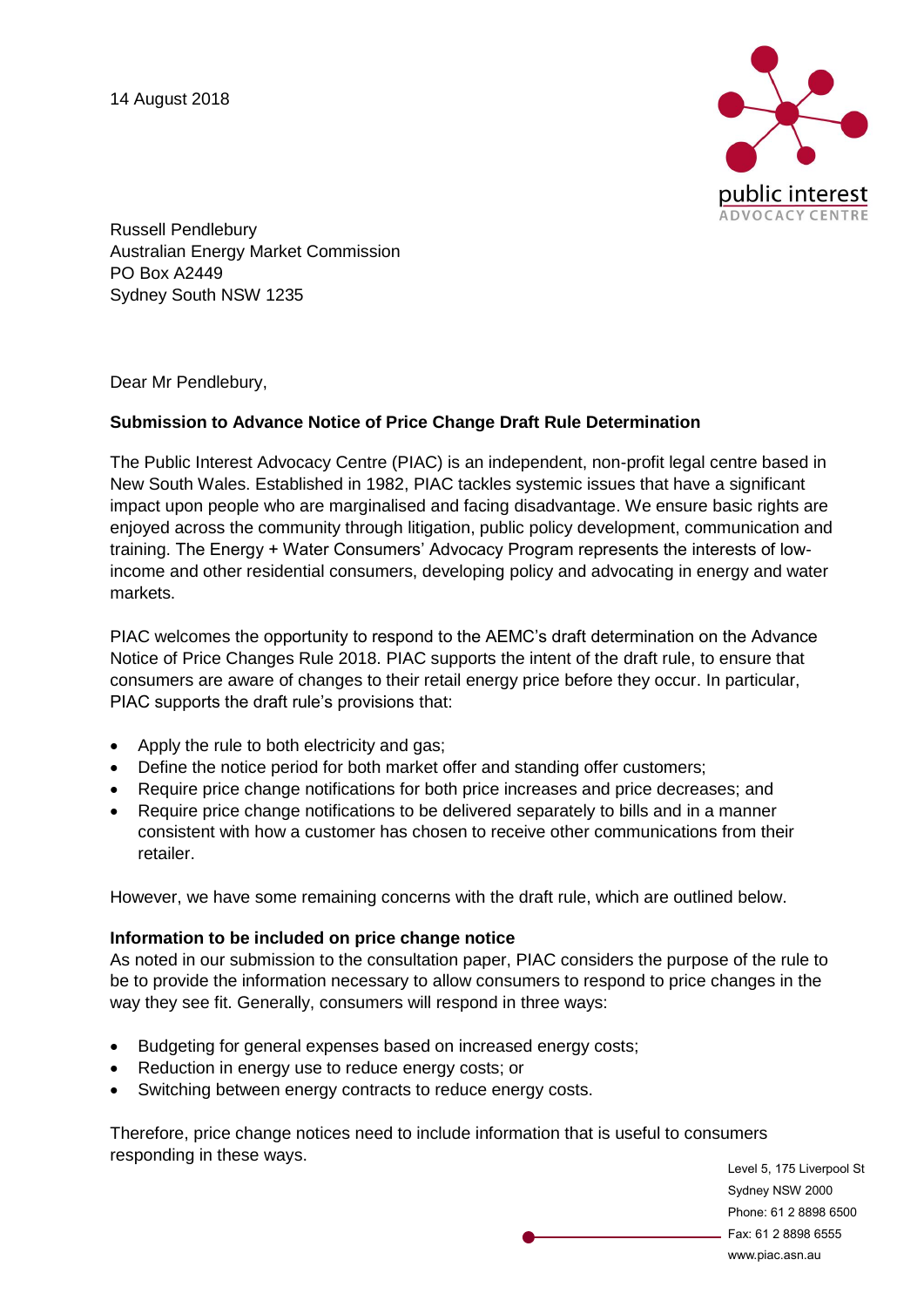14 August 2018

Russell Pendlebury
Australian Energy Market Commission
PO Box A2449
Sydney South NSW 1235

Dear Mr Pendlebury,

**Submission to Advance Notice of Price Change Draft Rule Determination**

The Public Interest Advocacy Centre (PIAC) is an independent, non-profit legal centre based in New South Wales. Established in 1982, PIAC tackles systemic issues that have a significant impact upon people who are marginalised and facing disadvantage. We ensure basic rights are enjoyed across the community through litigation, public policy development, communication and training. The Energy + Water Consumers' Advocacy Program represents the interests of low-income and other residential consumers, developing policy and advocating in energy and water markets.

PIAC welcomes the opportunity to respond to the AEMC's draft determination on the Advance Notice of Price Changes Rule 2018. PIAC supports the intent of the draft rule, to ensure that consumers are aware of changes to their retail energy price before they occur. In particular, PIAC supports the draft rule's provisions that:

- Apply the rule to both electricity and gas;
- Define the notice period for both market offer and standing offer customers;
- Require price change notifications for both price increases and price decreases; and
- Require price change notifications to be delivered separately to bills and in a manner consistent with how a customer has chosen to receive other communications from their retailer.

However, we have some remaining concerns with the draft rule, which are outlined below.

**Information to be included on price change notice**

As noted in our submission to the consultation paper, PIAC considers the purpose of the rule to be to provide the information necessary to allow consumers to respond to price changes in the way they see fit. Generally, consumers will respond in three ways:

- Budgeting for general expenses based on increased energy costs;
- Reduction in energy use to reduce energy costs; or
- Switching between energy contracts to reduce energy costs.

Therefore, price change notices need to include information that is useful to consumers responding in these ways.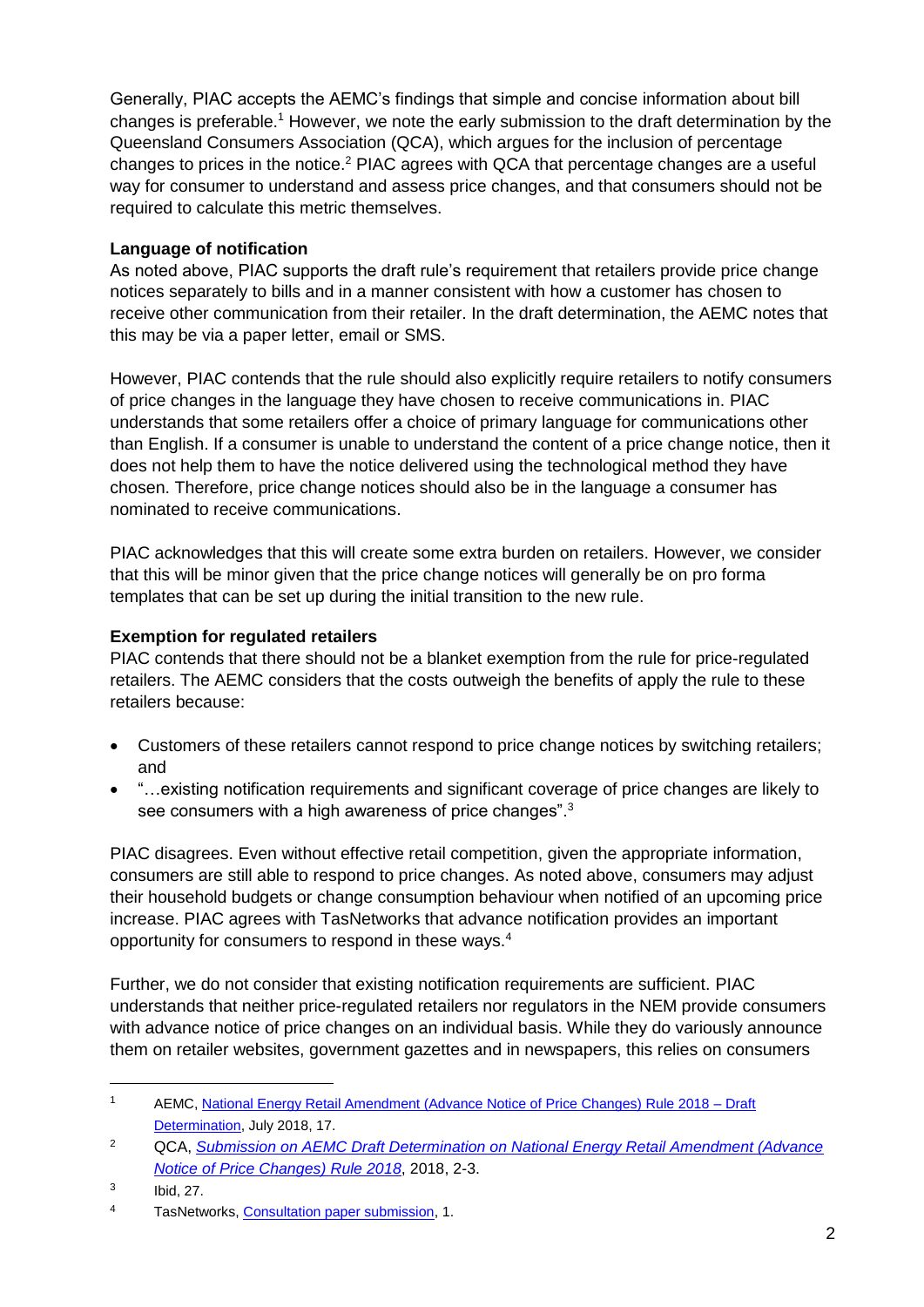Generally, PIAC accepts the AEMC's findings that simple and concise information about bill changes is preferable.[1] However, we note the early submission to the draft determination by the Queensland Consumers Association (QCA), which argues for the inclusion of percentage changes to prices in the notice.[2] PIAC agrees with QCA that percentage changes are a useful way for consumer to understand and assess price changes, and that consumers should not be required to calculate this metric themselves.

**Language of notification**

As noted above, PIAC supports the draft rule's requirement that retailers provide price change notices separately to bills and in a manner consistent with how a customer has chosen to receive other communication from their retailer. In the draft determination, the AEMC notes that this may be via a paper letter, email or SMS.

However, PIAC contends that the rule should also explicitly require retailers to notify consumers of price changes in the language they have chosen to receive communications in. PIAC understands that some retailers offer a choice of primary language for communications other than English. If a consumer is unable to understand the content of a price change notice, then it does not help them to have the notice delivered using the technological method they have chosen. Therefore, price change notices should also be in the language a consumer has nominated to receive communications.

PIAC acknowledges that this will create some extra burden on retailers. However, we consider that this will be minor given that the price change notices will generally be on pro forma templates that can be set up during the initial transition to the new rule.

**Exemption for regulated retailers**

PIAC contends that there should not be a blanket exemption from the rule for price-regulated retailers. The AEMC considers that the costs outweigh the benefits of apply the rule to these retailers because:

- Customers of these retailers cannot respond to price change notices by switching retailers; and
- "…existing notification requirements and significant coverage of price changes are likely to see consumers with a high awareness of price changes".[3]

PIAC disagrees. Even without effective retail competition, given the appropriate information, consumers are still able to respond to price changes. As noted above, consumers may adjust their household budgets or change consumption behaviour when notified of an upcoming price increase. PIAC agrees with TasNetworks that advance notification provides an important opportunity for consumers to respond in these ways.[4]

Further, we do not consider that existing notification requirements are sufficient. PIAC understands that neither price-regulated retailers nor regulators in the NEM provide consumers with advance notice of price changes on an individual basis. While they do variously announce them on retailer websites, government gazettes and in newspapers, this relies on consumers

---

[1] AEMC, National Energy Retail Amendment (Advance Notice of Price Changes) Rule 2018 – Draft Determination, July 2018, 17.

[2] QCA, *Submission on AEMC Draft Determination on National Energy Retail Amendment (Advance Notice of Price Changes) Rule 2018*, 2018, 2-3.

[3] Ibid, 27.

[4] TasNetworks, Consultation paper submission, 1.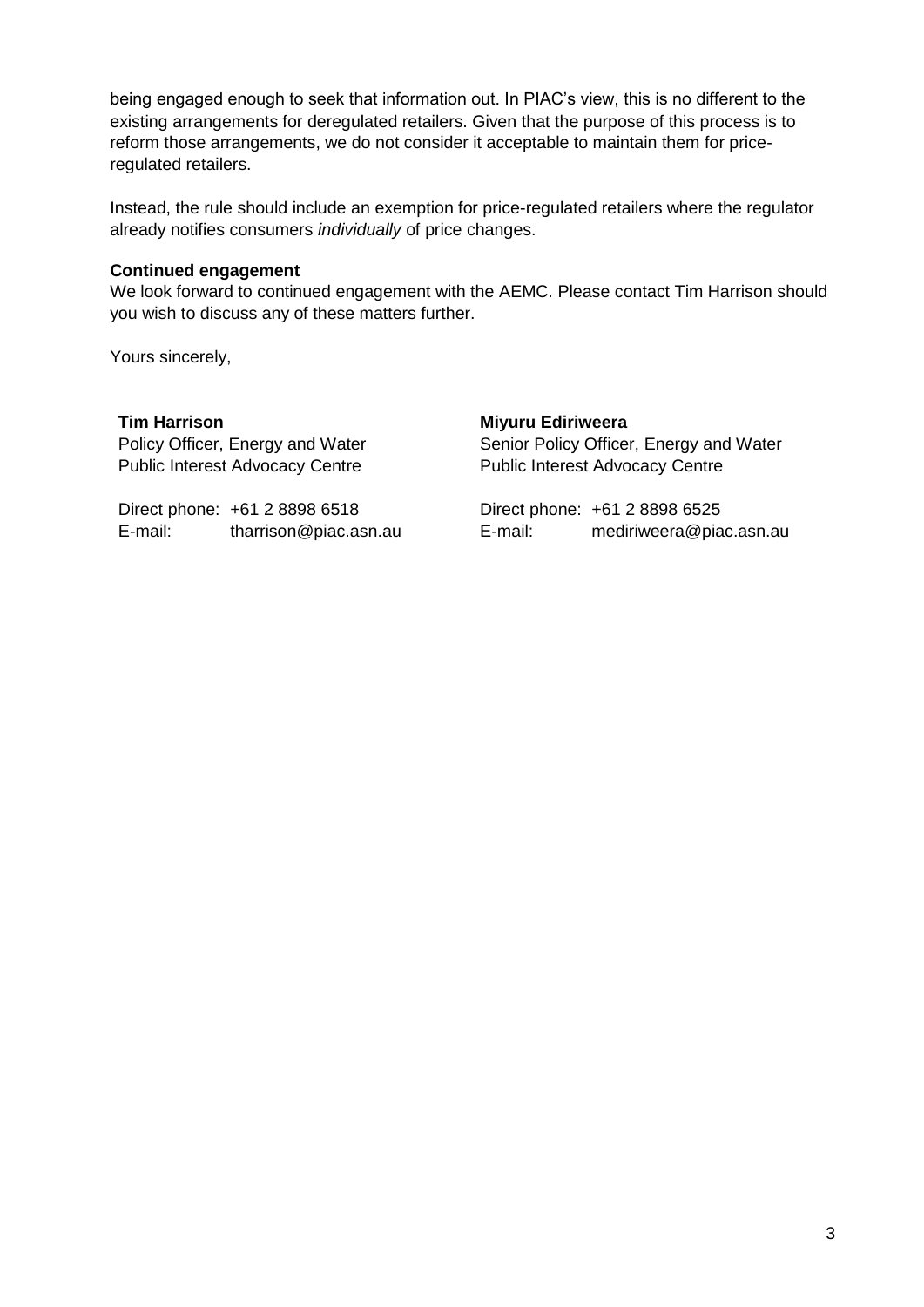being engaged enough to seek that information out. In PIAC's view, this is no different to the existing arrangements for deregulated retailers. Given that the purpose of this process is to reform those arrangements, we do not consider it acceptable to maintain them for price-regulated retailers.

Instead, the rule should include an exemption for price-regulated retailers where the regulator already notifies consumers *individually* of price changes.

**Continued engagement**
We look forward to continued engagement with the AEMC. Please contact Tim Harrison should you wish to discuss any of these matters further.

Yours sincerely,

**Tim Harrison**
Policy Officer, Energy and Water
Public Interest Advocacy Centre

Direct phone: +61 2 8898 6518
E-mail: tharrison@piac.asn.au

**Miyuru Ediriweera**
Senior Policy Officer, Energy and Water
Public Interest Advocacy Centre

Direct phone: +61 2 8898 6525
E-mail: mediriweera@piac.asn.au